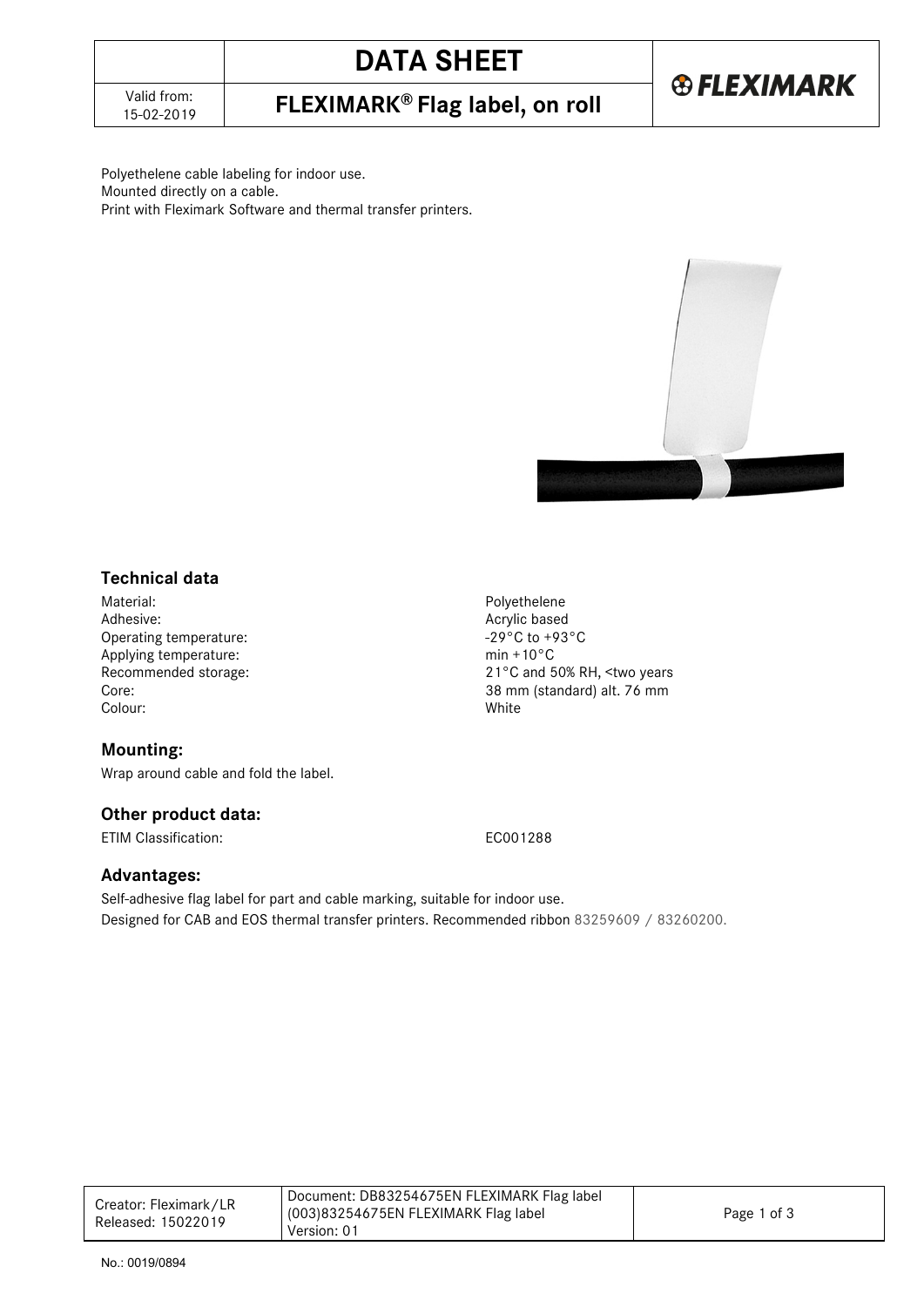# DATA SHEET

## FLEXIMARK® Flag label, on roll

Valid from: 15-02-2019

Polyethelene cable labeling for indoor use.
Mounted directly on a cable.
Print with Fleximark Software and thermal transfer printers.

### Technical data

| | |
|---|---|
| Material: | Polyethelene |
| Adhesive: | Acrylic based |
| Operating temperature: | -29°C to +93°C |
| Applying temperature: | min +10°C |
| Recommended storage: | 21°C and 50% RH, <two years |
| Core: | 38 mm (standard) alt. 76 mm |
| Colour: | White |

### Mounting:

Wrap around cable and fold the label.

### Other product data:

ETIM Classification: EC001288

### Advantages:

Self-adhesive flag label for part and cable marking, suitable for indoor use.
Designed for CAB and EOS thermal transfer printers. Recommended ribbon 83259609 / 83260200.

| Creator: Fleximark/LR Released: 15022019 | Document: DB83254675EN FLEXIMARK Flag label (003)83254675EN FLEXIMARK Flag label Version: 01 |
|---|---|

No.: 0019/0894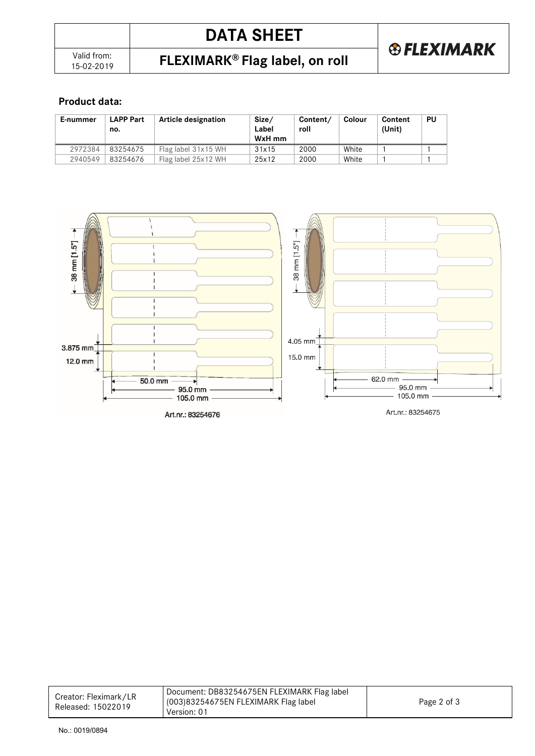**Product data:**

| E-nummer | LAPP Part no. | Article designation | Size/ Label WxH mm | Content/ roll | Colour | Content (Unit) | PU |
|---|---|---|---|---|---|---|---|
| 2972384 | 83254675 | Flag label 31x15 WH | 31x15 | 2000 | White | 1 | 1 |
| 2940549 | 83254676 | Flag label 25x12 WH | 25x12 | 2000 | White | 1 | 1 |

38 mm [1.5"]

3.875 mm

12.0 mm

50.0 mm

95.0 mm

105.0 mm

Art.nr.: 83254676

38 mm [1.5"]

4.05 mm

15.0 mm

62.0 mm

95.0 mm

105.0 mm

Art.nr.: 83254675

No.: 0019/0894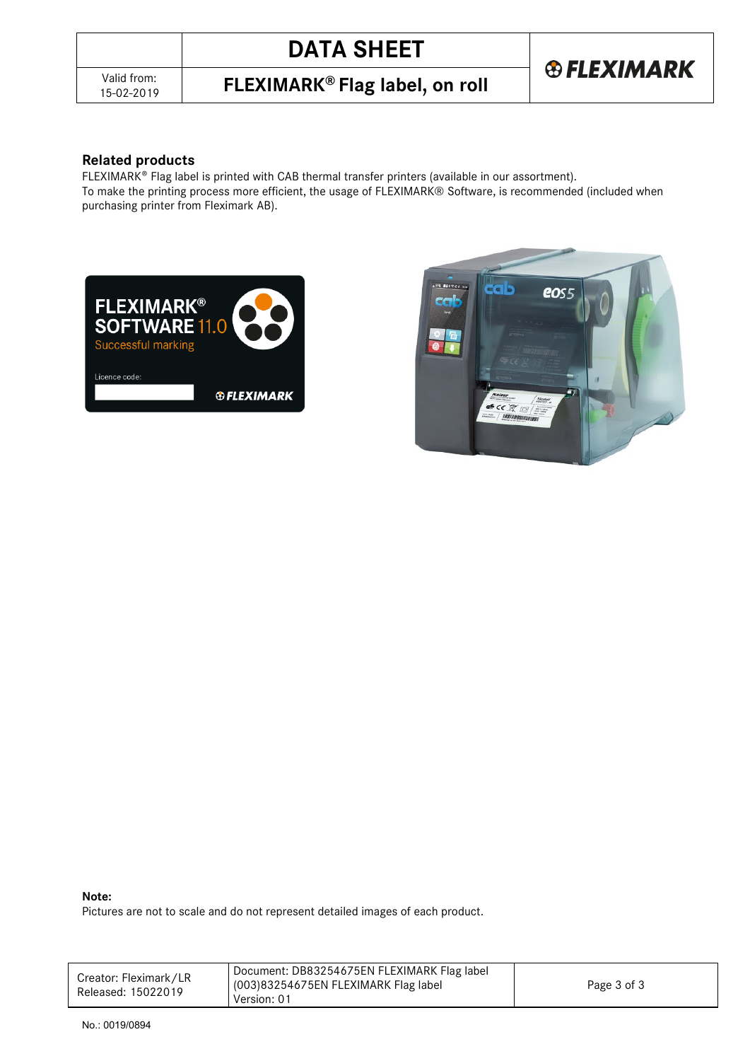## Related products

FLEXIMARK® Flag label is printed with CAB thermal transfer printers (available in our assortment).
To make the printing process more efficient, the usage of FLEXIMARK® Software, is recommended (included when purchasing printer from Fleximark AB).

**Note:**
Pictures are not to scale and do not represent detailed images of each product.

No.: 0019/0894